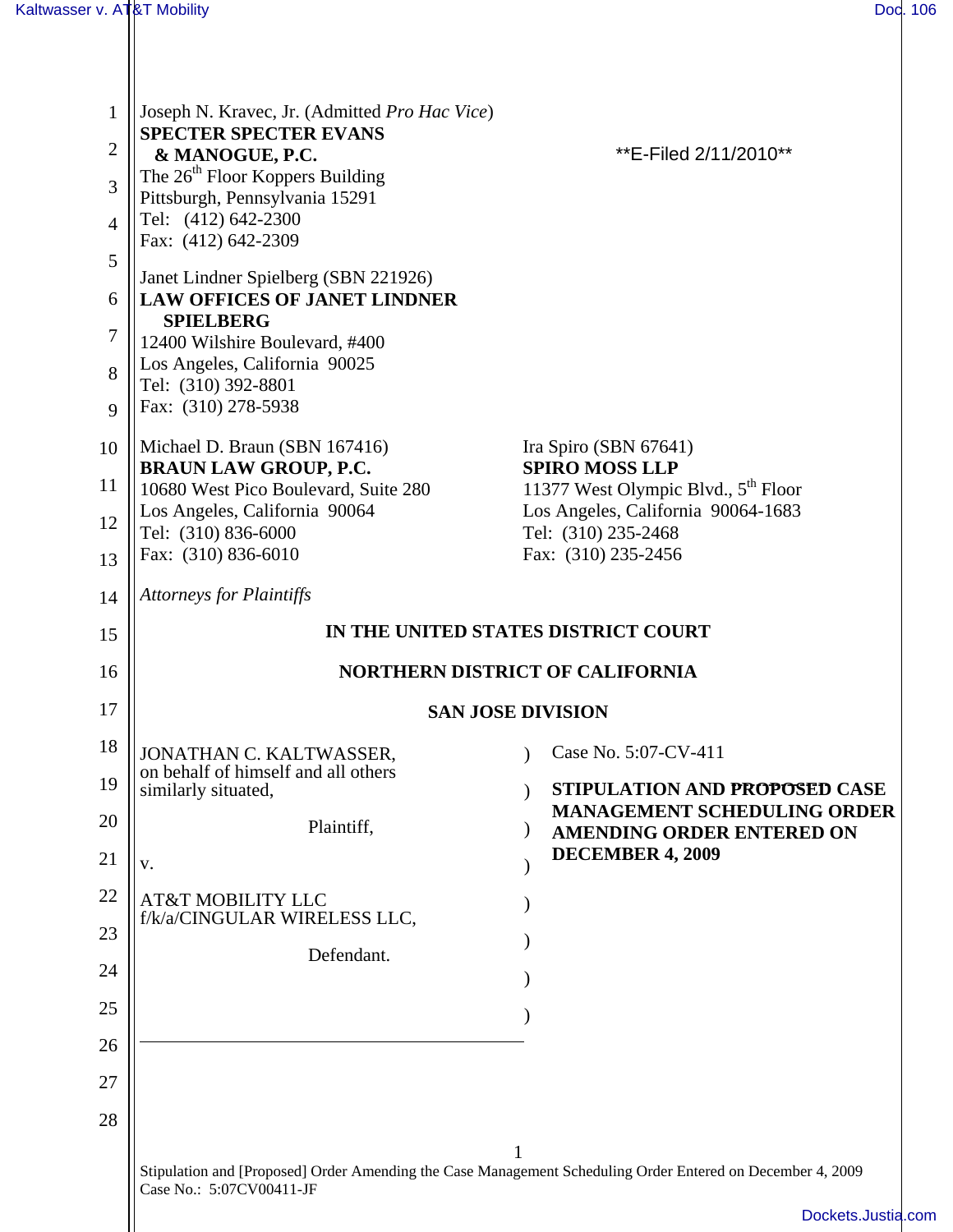Joseph N. Kravec, Jr. (Admitted *Pro Hac Vice*)
**SPECTER SPECTER EVANS & MANOGUE, P.C.**
The 26th Floor Koppers Building
Pittsburgh, Pennsylvania 15291
Tel: (412) 642-2300
Fax: (412) 642-2309

**E-Filed 2/11/2010**

Janet Lindner Spielberg (SBN 221926)
**LAW OFFICES OF JANET LINDNER SPIELBERG**
12400 Wilshire Boulevard, #400
Los Angeles, California 90025
Tel: (310) 392-8801
Fax: (310) 278-5938

Michael D. Braun (SBN 167416)
**BRAUN LAW GROUP, P.C.**
10680 West Pico Boulevard, Suite 280
Los Angeles, California 90064
Tel: (310) 836-6000
Fax: (310) 836-6010

Ira Spiro (SBN 67641)
**SPIRO MOSS LLP**
11377 West Olympic Blvd., 5th Floor
Los Angeles, California 90064-1683
Tel: (310) 235-2468
Fax: (310) 235-2456

*Attorneys for Plaintiffs*

**IN THE UNITED STATES DISTRICT COURT**

**NORTHERN DISTRICT OF CALIFORNIA**

**SAN JOSE DIVISION**

JONATHAN C. KALTWASSER, on behalf of himself and all others similarly situated,

Plaintiff,

v.

AT&T MOBILITY LLC f/k/a/CINGULAR WIRELESS LLC,

Defendant.

Case No. 5:07-CV-411

**STIPULATION AND ~~PROPOSED~~ CASE MANAGEMENT SCHEDULING ORDER AMENDING ORDER ENTERED ON DECEMBER 4, 2009**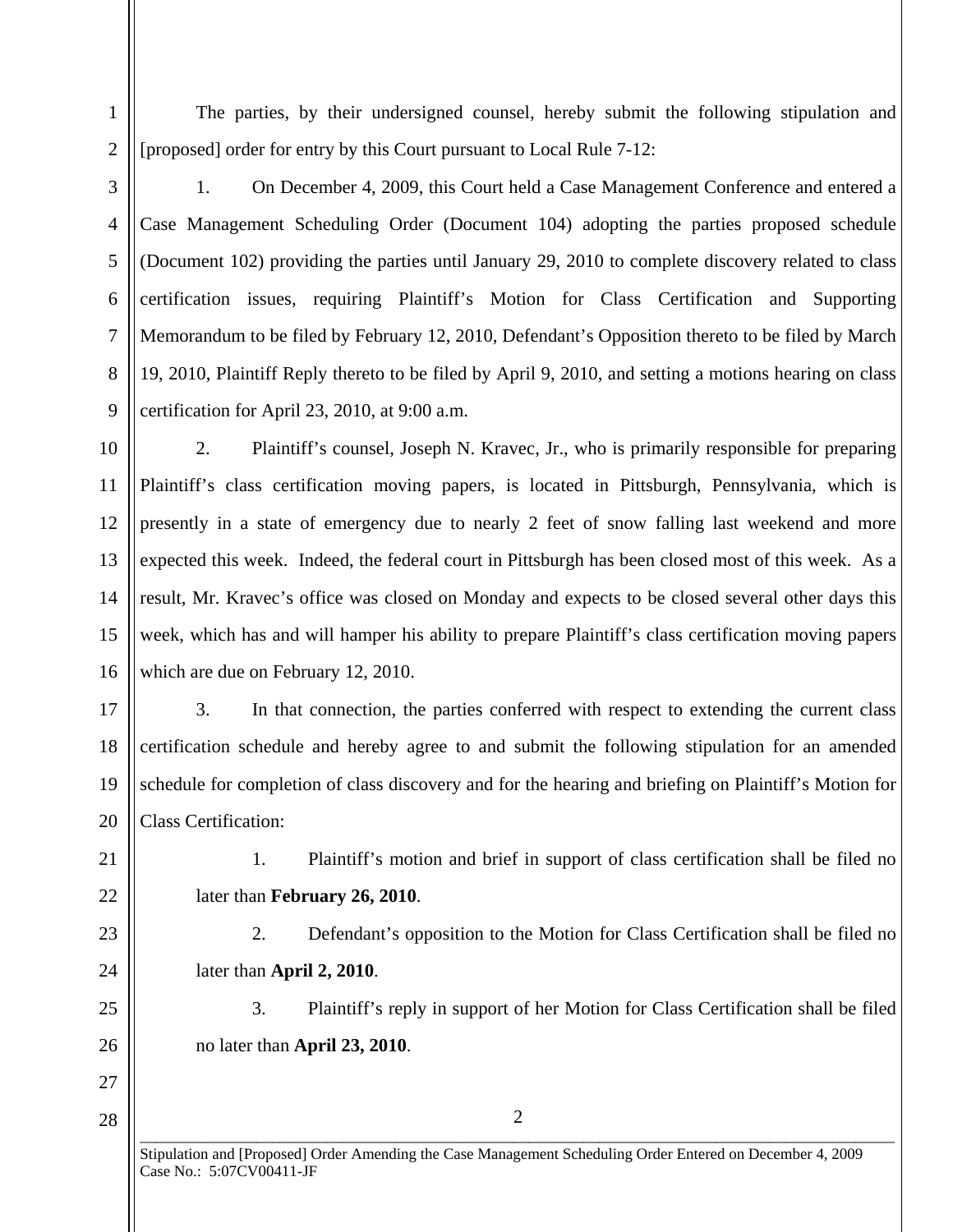The parties, by their undersigned counsel, hereby submit the following stipulation and [proposed] order for entry by this Court pursuant to Local Rule 7-12:

1. On December 4, 2009, this Court held a Case Management Conference and entered a Case Management Scheduling Order (Document 104) adopting the parties proposed schedule (Document 102) providing the parties until January 29, 2010 to complete discovery related to class certification issues, requiring Plaintiff's Motion for Class Certification and Supporting Memorandum to be filed by February 12, 2010, Defendant's Opposition thereto to be filed by March 19, 2010, Plaintiff Reply thereto to be filed by April 9, 2010, and setting a motions hearing on class certification for April 23, 2010, at 9:00 a.m.

2. Plaintiff's counsel, Joseph N. Kravec, Jr., who is primarily responsible for preparing Plaintiff's class certification moving papers, is located in Pittsburgh, Pennsylvania, which is presently in a state of emergency due to nearly 2 feet of snow falling last weekend and more expected this week. Indeed, the federal court in Pittsburgh has been closed most of this week. As a result, Mr. Kravec's office was closed on Monday and expects to be closed several other days this week, which has and will hamper his ability to prepare Plaintiff's class certification moving papers which are due on February 12, 2010.

3. In that connection, the parties conferred with respect to extending the current class certification schedule and hereby agree to and submit the following stipulation for an amended schedule for completion of class discovery and for the hearing and briefing on Plaintiff's Motion for Class Certification:

   1. Plaintiff's motion and brief in support of class certification shall be filed no later than **February 26, 2010**.

   2. Defendant's opposition to the Motion for Class Certification shall be filed no later than **April 2, 2010**.

   3. Plaintiff's reply in support of her Motion for Class Certification shall be filed no later than **April 23, 2010**.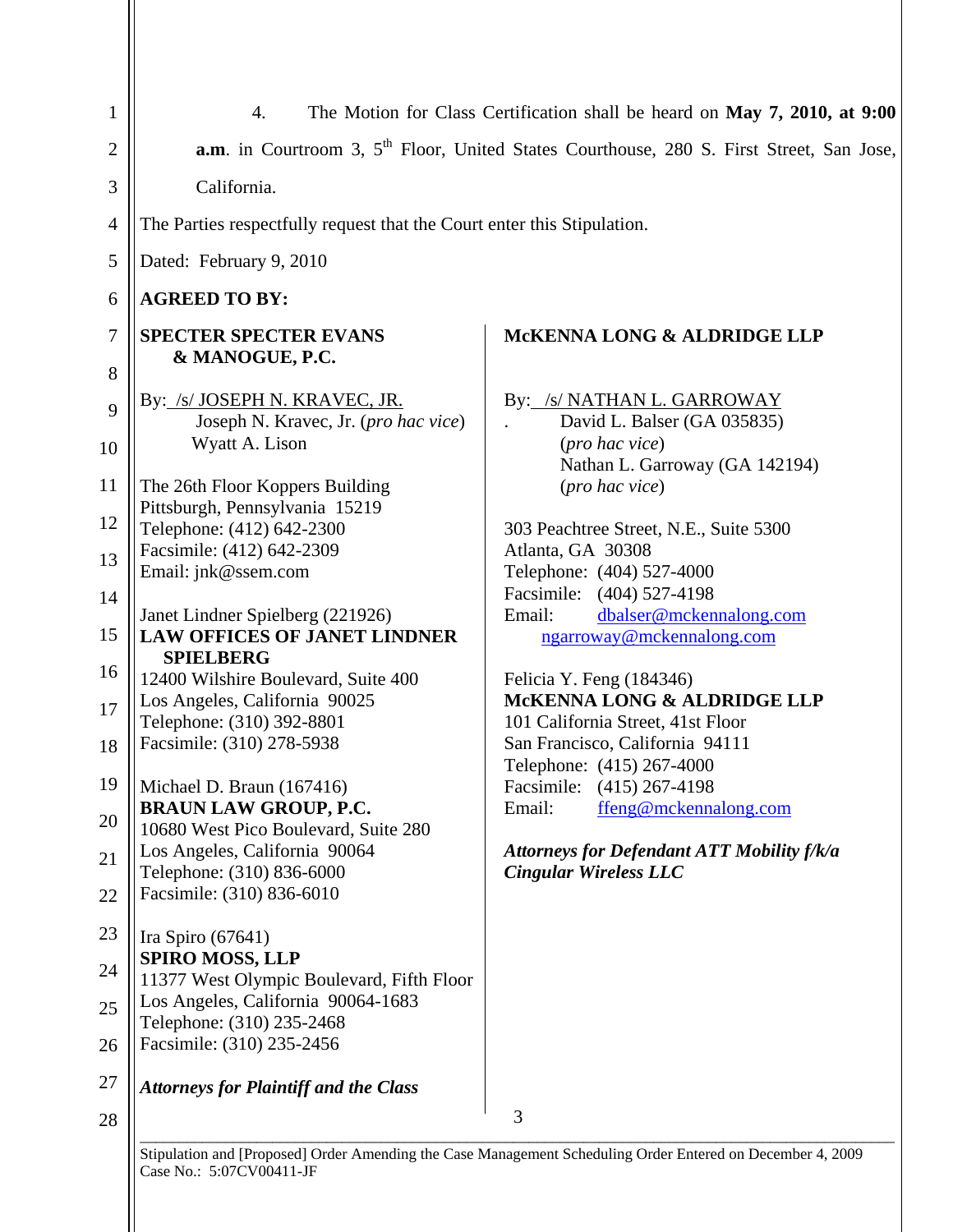4. The Motion for Class Certification shall be heard on **May 7, 2010, at 9:00 a.m**. in Courtroom 3, 5th Floor, United States Courthouse, 280 S. First Street, San Jose, California.

The Parties respectfully request that the Court enter this Stipulation.

Dated: February 9, 2010

**AGREED TO BY:**

**SPECTER SPECTER EVANS & MANOGUE, P.C.**

By: /s/ JOSEPH N. KRAVEC, JR.
Joseph N. Kravec, Jr. (*pro hac vice*)
Wyatt A. Lison

The 26th Floor Koppers Building
Pittsburgh, Pennsylvania 15219
Telephone: (412) 642-2300
Facsimile: (412) 642-2309
Email: jnk@ssem.com

Janet Lindner Spielberg (221926)
**LAW OFFICES OF JANET LINDNER SPIELBERG**
12400 Wilshire Boulevard, Suite 400
Los Angeles, California 90025
Telephone: (310) 392-8801
Facsimile: (310) 278-5938

Michael D. Braun (167416)
**BRAUN LAW GROUP, P.C.**
10680 West Pico Boulevard, Suite 280
Los Angeles, California 90064
Telephone: (310) 836-6000
Facsimile: (310) 836-6010

Ira Spiro (67641)
**SPIRO MOSS, LLP**
11377 West Olympic Boulevard, Fifth Floor
Los Angeles, California 90064-1683
Telephone: (310) 235-2468
Facsimile: (310) 235-2456

***Attorneys for Plaintiff and the Class***

**McKENNA LONG & ALDRIDGE LLP**

By: /s/ NATHAN L. GARROWAY
David L. Balser (GA 035835)
(*pro hac vice*)
Nathan L. Garroway (GA 142194)
(*pro hac vice*)

303 Peachtree Street, N.E., Suite 5300
Atlanta, GA 30308
Telephone: (404) 527-4000
Facsimile: (404) 527-4198
Email: dbalser@mckennalong.com
ngarroway@mckennalong.com

Felicia Y. Feng (184346)
**McKENNA LONG & ALDRIDGE LLP**
101 California Street, 41st Floor
San Francisco, California 94111
Telephone: (415) 267-4000
Facsimile: (415) 267-4198
Email: ffeng@mckennalong.com

***Attorneys for Defendant ATT Mobility f/k/a Cingular Wireless LLC***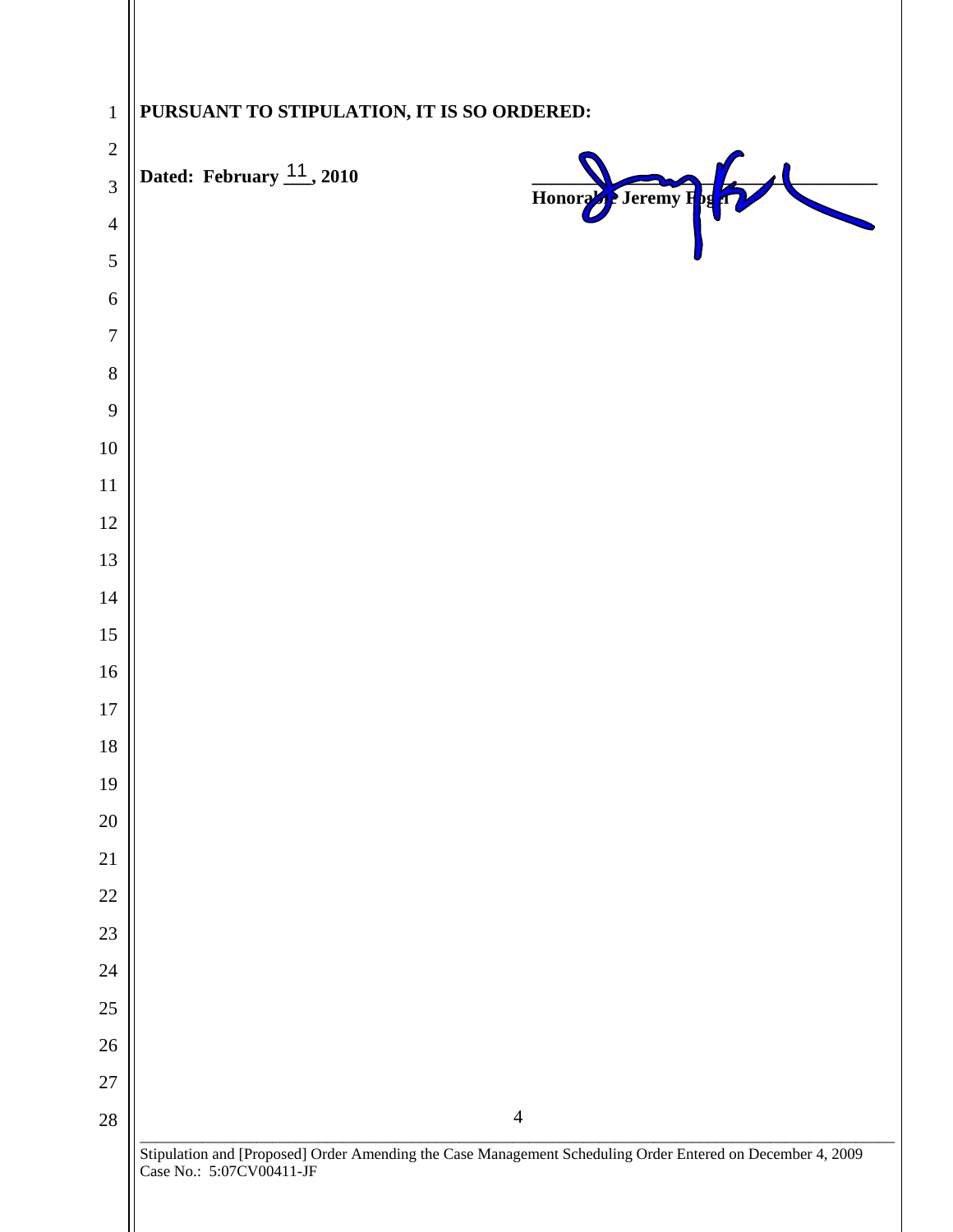**PURSUANT TO STIPULATION, IT IS SO ORDERED:**

**Dated: February 11, 2010**

______________________________
**Honorable Jeremy Fogel**

Stipulation and [Proposed] Order Amending the Case Management Scheduling Order Entered on December 4, 2009
Case No.: 5:07CV00411-JF